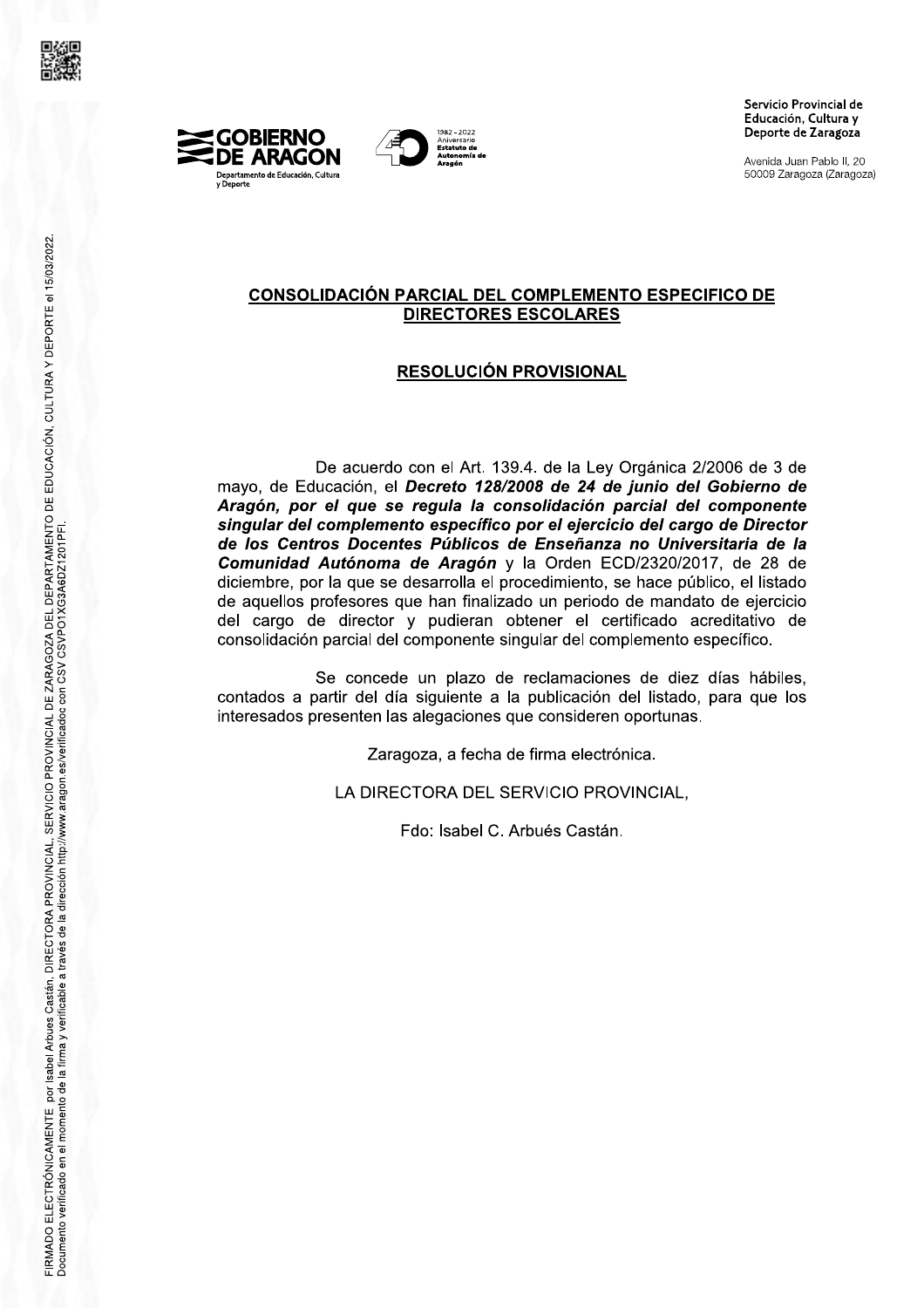Servicio Provincial de Educación, Cultura y Deporte de Zaragoza

Avenida Juan Pablo II, 20
50009 Zaragoza (Zaragoza)

## CONSOLIDACIÓN PARCIAL DEL COMPLEMENTO ESPECIFICO DE DIRECTORES ESCOLARES

## RESOLUCIÓN PROVISIONAL

De acuerdo con el Art. 139.4. de la Ley Orgánica 2/2006 de 3 de mayo, de Educación, el ***Decreto 128/2008 de 24 de junio del Gobierno de Aragón, por el que se regula la consolidación parcial del componente singular del complemento específico por el ejercicio del cargo de Director de los Centros Docentes Públicos de Enseñanza no Universitaria de la Comunidad Autónoma de Aragón*** y la Orden ECD/2320/2017, de 28 de diciembre, por la que se desarrolla el procedimiento, se hace público, el listado de aquellos profesores que han finalizado un periodo de mandato de ejercicio del cargo de director y pudieran obtener el certificado acreditativo de consolidación parcial del componente singular del complemento específico.

Se concede un plazo de reclamaciones de diez días hábiles, contados a partir del día siguiente a la publicación del listado, para que los interesados presenten las alegaciones que consideren oportunas.

Zaragoza, a fecha de firma electrónica.

LA DIRECTORA DEL SERVICIO PROVINCIAL,

Fdo: Isabel C. Arbués Castán.

FIRMADO ELECTRÓNICAMENTE por Isabel Arbues Castán, DIRECTORA PROVINCIAL, SERVICIO PROVINCIAL DE ZARAGOZA DEL DEPARTAMENTO DE EDUCACIÓN, CULTURA Y DEPORTE el 15/03/2022.
Documento verificado en el momento de la firma y verificable a través de la dirección http://www.aragon.es/verificadoc con CSV CSVPO1XG3A6DZ1201PFI.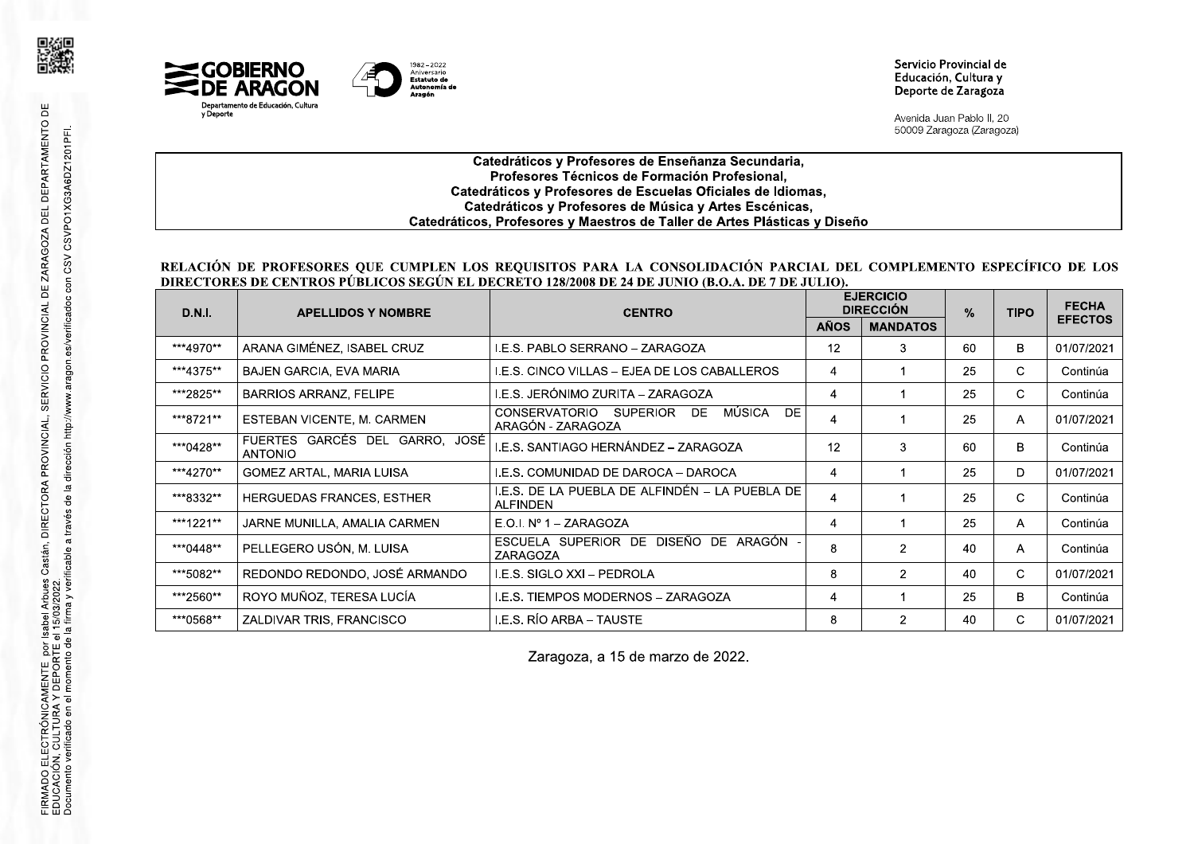Servicio Provincial de Educación, Cultura y Deporte de Zaragoza

Avenida Juan Pablo II, 20
50009 Zaragoza (Zaragoza)

**Catedráticos y Profesores de Enseñanza Secundaria,**
**Profesores Técnicos de Formación Profesional,**
**Catedráticos y Profesores de Escuelas Oficiales de Idiomas,**
**Catedráticos y Profesores de Música y Artes Escénicas,**
**Catedráticos, Profesores y Maestros de Taller de Artes Plásticas y Diseño**

**RELACIÓN DE PROFESORES QUE CUMPLEN LOS REQUISITOS PARA LA CONSOLIDACIÓN PARCIAL DEL COMPLEMENTO ESPECÍFICO DE LOS DIRECTORES DE CENTROS PÚBLICOS SEGÚN EL DECRETO 128/2008 DE 24 DE JUNIO (B.O.A. DE 7 DE JULIO).**

| D.N.I. | APELLIDOS Y NOMBRE | CENTRO | EJERCICIO DIRECCIÓN | | % | TIPO | FECHA EFECTOS |
|---|---|---|---|---|---|---|---|
| | | | AÑOS | MANDATOS | | | |
| ***4970** | ARANA GIMÉNEZ, ISABEL CRUZ | I.E.S. PABLO SERRANO – ZARAGOZA | 12 | 3 | 60 | B | 01/07/2021 |
| ***4375** | BAJEN GARCIA, EVA MARIA | I.E.S. CINCO VILLAS – EJEA DE LOS CABALLEROS | 4 | 1 | 25 | C | Continúa |
| ***2825** | BARRIOS ARRANZ, FELIPE | I.E.S. JERÓNIMO ZURITA – ZARAGOZA | 4 | 1 | 25 | C | Continúa |
| ***8721** | ESTEBAN VICENTE, M. CARMEN | CONSERVATORIO SUPERIOR DE MÚSICA DE ARAGÓN - ZARAGOZA | 4 | 1 | 25 | A | 01/07/2021 |
| ***0428** | FUERTES GARCÉS DEL GARRO, JOSÉ ANTONIO | I.E.S. SANTIAGO HERNÁNDEZ – ZARAGOZA | 12 | 3 | 60 | B | Continúa |
| ***4270** | GOMEZ ARTAL, MARIA LUISA | I.E.S. COMUNIDAD DE DAROCA – DAROCA | 4 | 1 | 25 | D | 01/07/2021 |
| ***8332** | HERGUEDAS FRANCES, ESTHER | I.E.S. DE LA PUEBLA DE ALFINDÉN – LA PUEBLA DE ALFINDEN | 4 | 1 | 25 | C | Continúa |
| ***1221** | JARNE MUNILLA, AMALIA CARMEN | E.O.I. Nº 1 – ZARAGOZA | 4 | 1 | 25 | A | Continúa |
| ***0448** | PELLEGERO USÓN, M. LUISA | ESCUELA SUPERIOR DE DISEÑO DE ARAGÓN - ZARAGOZA | 8 | 2 | 40 | A | Continúa |
| ***5082** | REDONDO REDONDO, JOSÉ ARMANDO | I.E.S. SIGLO XXI – PEDROLA | 8 | 2 | 40 | C | 01/07/2021 |
| ***2560** | ROYO MUÑOZ, TERESA LUCÍA | I.E.S. TIEMPOS MODERNOS – ZARAGOZA | 4 | 1 | 25 | B | Continúa |
| ***0568** | ZALDIVAR TRIS, FRANCISCO | I.E.S. RÍO ARBA – TAUSTE | 8 | 2 | 40 | C | 01/07/2021 |

Zaragoza, a 15 de marzo de 2022.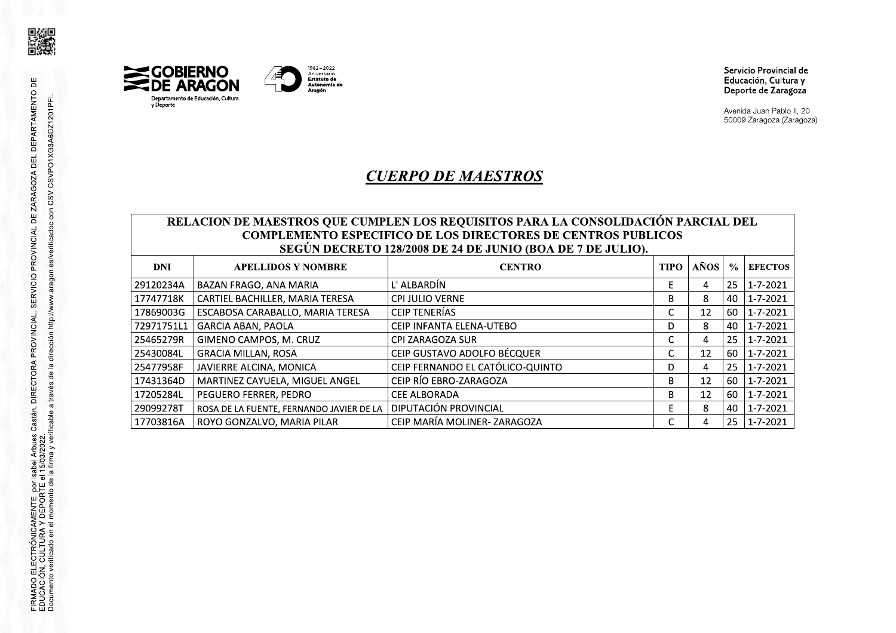Servicio Provincial de Educación, Cultura y Deporte de Zaragoza

Avenida Juan Pablo II, 20
50009 Zaragoza (Zaragoza)

# *CUERPO DE MAESTROS*

| RELACION DE MAESTROS QUE CUMPLEN LOS REQUISITOS PARA LA CONSOLIDACIÓN PARCIAL DEL COMPLEMENTO ESPECIFICO DE LOS DIRECTORES DE CENTROS PUBLICOS SEGÚN DECRETO 128/2008 DE 24 DE JUNIO (BOA DE 7 DE JULIO). | | | | | | |
|---|---|---|---|---|---|---|
| **DNI** | **APELLIDOS Y NOMBRE** | **CENTRO** | **TIPO** | **AÑOS** | **%** | **EFECTOS** |
| 29120234A | BAZAN FRAGO, ANA MARIA | L' ALBARDÍN | E | 4 | 25 | 1-7-2021 |
| 17747718K | CARTIEL BACHILLER, MARIA TERESA | CPI JULIO VERNE | B | 8 | 40 | 1-7-2021 |
| 17869003G | ESCABOSA CARABALLO, MARIA TERESA | CEIP TENERÍAS | C | 12 | 60 | 1-7-2021 |
| 72971751L1 | GARCIA ABAN, PAOLA | CEIP INFANTA ELENA-UTEBO | D | 8 | 40 | 1-7-2021 |
| 25465279R | GIMENO CAMPOS, M. CRUZ | CPI ZARAGOZA SUR | C | 4 | 25 | 1-7-2021 |
| 25430084L | GRACIA MILLAN, ROSA | CEIP GUSTAVO ADOLFO BÉCQUER | C | 12 | 60 | 1-7-2021 |
| 25477958F | JAVIERRE ALCINA, MONICA | CEIP FERNANDO EL CATÓLICO-QUINTO | D | 4 | 25 | 1-7-2021 |
| 17431364D | MARTINEZ CAYUELA, MIGUEL ANGEL | CEIP RÍO EBRO-ZARAGOZA | B | 12 | 60 | 1-7-2021 |
| 17205284L | PEGUERO FERRER, PEDRO | CEE ALBORADA | B | 12 | 60 | 1-7-2021 |
| 29099278T | ROSA DE LA FUENTE, FERNANDO JAVIER DE LA | DIPUTACIÓN PROVINCIAL | E | 8 | 40 | 1-7-2021 |
| 17703816A | ROYO GONZALVO, MARIA PILAR | CEIP MARÍA MOLINER- ZARAGOZA | C | 4 | 25 | 1-7-2021 |

FIRMADO ELECTRÓNICAMENTE por Isabel Arbues Castán, DIRECTORA PROVINCIAL, SERVICIO PROVINCIAL DE ZARAGOZA DEL DEPARTAMENTO DE EDUCACIÓN, CULTURA Y DEPORTE el 15/03/2022.
Documento verificado en el momento de la firma y verificable a través de la dirección http://www.aragon.es/verificadoc con CSV CSVPO1XG3A6DZ1201PFI.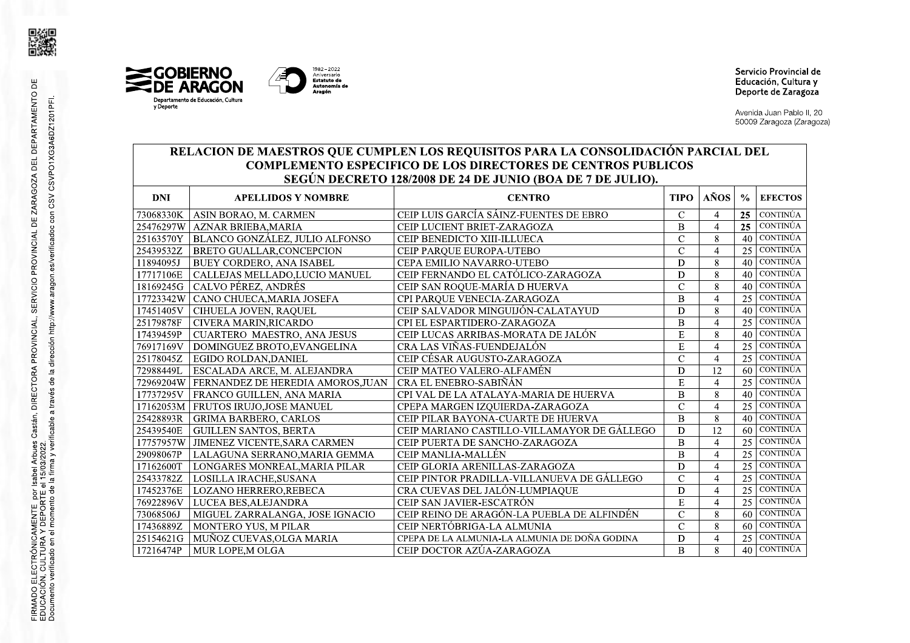Servicio Provincial de Educación, Cultura y Deporte de Zaragoza

Avenida Juan Pablo II, 20
50009 Zaragoza (Zaragoza)

## RELACION DE MAESTROS QUE CUMPLEN LOS REQUISITOS PARA LA CONSOLIDACIÓN PARCIAL DEL COMPLEMENTO ESPECIFICO DE LOS DIRECTORES DE CENTROS PUBLICOS SEGÚN DECRETO 128/2008 DE 24 DE JUNIO (BOA DE 7 DE JULIO).

| DNI | APELLIDOS Y NOMBRE | CENTRO | TIPO | AÑOS | % | EFECTOS |
|---|---|---|---|---|---|---|
| 73068330K | ASIN BORAO, M. CARMEN | CEIP LUIS GARCÍA SÁINZ-FUENTES DE EBRO | C | 4 | **25** | CONTINÚA |
| 25476297W | AZNAR BRIEBA,MARIA | CEIP LUCIENT BRIET-ZARAGOZA | B | 4 | **25** | CONTINÚA |
| 25163570Y | BLANCO GONZÁLEZ, JULIO ALFONSO | CEIP BENEDICTO XIII-ILLUECA | C | 8 | 40 | CONTINÚA |
| 25439532Z | BRETO GUALLAR,CONCEPCION | CEIP PARQUE EUROPA-UTEBO | C | 4 | 25 | CONTINÚA |
| 11894095J | BUEY CORDERO, ANA ISABEL | CEPA EMILIO NAVARRO-UTEBO | D | 8 | 40 | CONTINÚA |
| 17717106E | CALLEJAS MELLADO,LUCIO MANUEL | CEIP FERNANDO EL CATÓLICO-ZARAGOZA | D | 8 | 40 | CONTINÚA |
| 18169245G | CALVO PÉREZ, ANDRÉS | CEIP SAN ROQUE-MARÍA D HUERVA | C | 8 | 40 | CONTINÚA |
| 17723342W | CANO CHUECA,MARIA JOSEFA | CPI PARQUE VENECIA-ZARAGOZA | B | 4 | 25 | CONTINÚA |
| 17451405V | CIHUELA JOVEN, RAQUEL | CEIP SALVADOR MINGUIJÓN-CALATAYUD | D | 8 | 40 | CONTINÚA |
| 25179878F | CIVERA MARIN,RICARDO | CPI EL ESPARTIDERO-ZARAGOZA | B | 4 | 25 | CONTINÚA |
| 17439459P | CUARTERO MAESTRO, ANA JESUS | CEIP LUCAS ARRIBAS-MORATA DE JALÓN | E | 8 | 40 | CONTINÚA |
| 76917169V | DOMINGUEZ BROTO,EVANGELINA | CRA LAS VIÑAS-FUENDEJALÓN | E | 4 | 25 | CONTINÚA |
| 25178045Z | EGIDO ROLDAN,DANIEL | CEIP CÉSAR AUGUSTO-ZARAGOZA | C | 4 | 25 | CONTINÚA |
| 72988449L | ESCALADA ARCE, M. ALEJANDRA | CEIP MATEO VALERO-ALFAMÉN | D | 12 | 60 | CONTINÚA |
| 72969204W | FERNANDEZ DE HEREDIA AMOROS,JUAN | CRA EL ENEBRO-SABIÑÁN | E | 4 | 25 | CONTINÚA |
| 17737295V | FRANCO GUILLEN, ANA MARIA | CPI VAL DE LA ATALAYA-MARIA DE HUERVA | B | 8 | 40 | CONTINÚA |
| 17162053M | FRUTOS IRUJO,JOSE MANUEL | CPEPA MARGEN IZQUIERDA-ZARAGOZA | C | 4 | 25 | CONTINÚA |
| 25428893R | GRIMA BARBERO, CARLOS | CEIP PILAR BAYONA-CUARTE DE HUERVA | B | 8 | 40 | CONTINÚA |
| 25439540E | GUILLEN SANTOS, BERTA | CEIP MARIANO CASTILLO-VILLAMAYOR DE GÁLLEGO | D | 12 | 60 | CONTINÚA |
| 17757957W | JIMENEZ VICENTE,SARA CARMEN | CEIP PUERTA DE SANCHO-ZARAGOZA | B | 4 | 25 | CONTINÚA |
| 29098067P | LALAGUNA SERRANO,MARIA GEMMA | CEIP MANLIA-MALLÉN | B | 4 | 25 | CONTINÚA |
| 17162600T | LONGARES MONREAL,MARIA PILAR | CEIP GLORIA ARENILLAS-ZARAGOZA | D | 4 | 25 | CONTINÚA |
| 25433782Z | LOSILLA IRACHE,SUSANA | CEIP PINTOR PRADILLA-VILLANUEVA DE GÁLLEGO | C | 4 | 25 | CONTINÚA |
| 17452376E | LOZANO HERRERO,REBECA | CRA CUEVAS DEL JALÓN-LUMPIAQUE | D | 4 | 25 | CONTINÚA |
| 76922896V | LUCEA BES,ALEJANDRA | CEIP SAN JAVIER-ESCATRÓN | E | 4 | 25 | CONTINÚA |
| 73068506J | MIGUEL ZARRALANGA, JOSE IGNACIO | CEIP REINO DE ARAGÓN-LA PUEBLA DE ALFINDÉN | C | 8 | 60 | CONTINÚA |
| 17436889Z | MONTERO YUS, M PILAR | CEIP NERTÓBRIGA-LA ALMUNIA | C | 8 | 60 | CONTINÚA |
| 25154621G | MUÑOZ CUEVAS,OLGA MARIA | CPEPA DE LA ALMUNIA-LA ALMUNIA DE DOÑA GODINA | D | 4 | 25 | CONTINÚA |
| 17216474P | MUR LOPE,M OLGA | CEIP DOCTOR AZÚA-ZARAGOZA | B | 8 | 40 | CONTINÚA |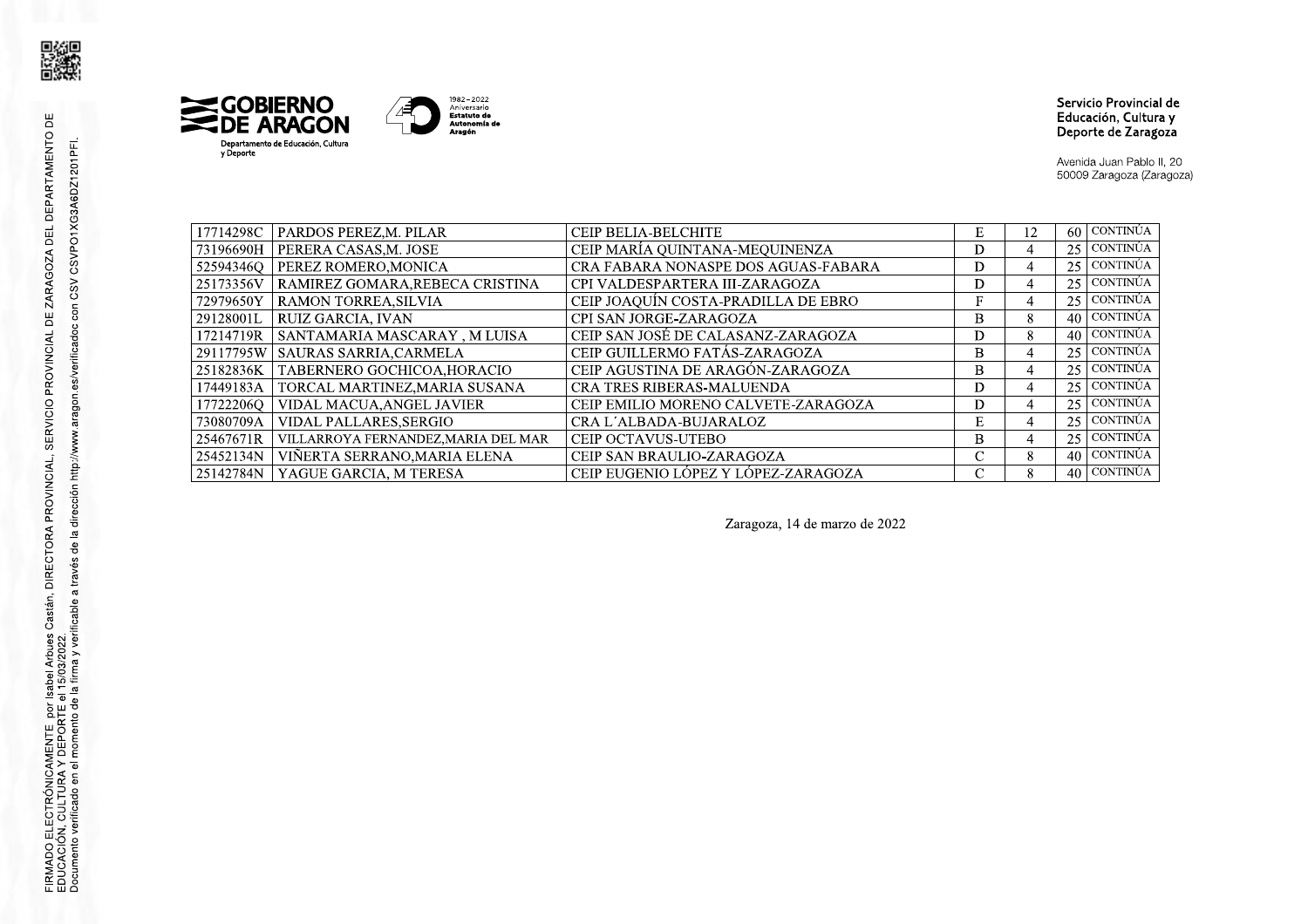Servicio Provincial de Educación, Cultura y Deporte de Zaragoza

Avenida Juan Pablo II, 20
50009 Zaragoza (Zaragoza)

| | | | | | | |
|---|---|---|---|---|---|---|
| 17714298C | PARDOS PEREZ,M. PILAR | CEIP BELIA-BELCHITE | E | 12 | 60 | CONTINÚA |
| 73196690H | PERERA CASAS,M. JOSE | CEIP MARÍA QUINTANA-MEQUINENZA | D | 4 | 25 | CONTINÚA |
| 52594346Q | PEREZ ROMERO,MONICA | CRA FABARA NONASPE DOS AGUAS-FABARA | D | 4 | 25 | CONTINÚA |
| 25173356V | RAMIREZ GOMARA,REBECA CRISTINA | CPI VALDESPARTERA III-ZARAGOZA | D | 4 | 25 | CONTINÚA |
| 72979650Y | RAMON TORREA,SILVIA | CEIP JOAQUÍN COSTA-PRADILLA DE EBRO | F | 4 | 25 | CONTINÚA |
| 29128001L | RUIZ GARCIA, IVAN | CPI SAN JORGE-ZARAGOZA | B | 8 | 40 | CONTINÚA |
| 17214719R | SANTAMARIA MASCARAY , M LUISA | CEIP SAN JOSÉ DE CALASANZ-ZARAGOZA | D | 8 | 40 | CONTINÚA |
| 29117795W | SAURAS SARRIA,CARMELA | CEIP GUILLERMO FATÁS-ZARAGOZA | B | 4 | 25 | CONTINÚA |
| 25182836K | TABERNERO GOCHICOA,HORACIO | CEIP AGUSTINA DE ARAGÓN-ZARAGOZA | B | 4 | 25 | CONTINÚA |
| 17449183A | TORCAL MARTINEZ,MARIA SUSANA | CRA TRES RIBERAS-MALUENDA | D | 4 | 25 | CONTINÚA |
| 17722206Q | VIDAL MACUA,ANGEL JAVIER | CEIP EMILIO MORENO CALVETE-ZARAGOZA | D | 4 | 25 | CONTINÚA |
| 73080709A | VIDAL PALLARES,SERGIO | CRA L´ALBADA-BUJARALOZ | E | 4 | 25 | CONTINÚA |
| 25467671R | VILLARROYA FERNANDEZ,MARIA DEL MAR | CEIP OCTAVUS-UTEBO | B | 4 | 25 | CONTINÚA |
| 25452134N | VIÑERTA SERRANO,MARIA ELENA | CEIP SAN BRAULIO-ZARAGOZA | C | 8 | 40 | CONTINÚA |
| 25142784N | YAGUE GARCIA, M TERESA | CEIP EUGENIO LÓPEZ Y LÓPEZ-ZARAGOZA | C | 8 | 40 | CONTINÚA |

Zaragoza, 14 de marzo de 2022